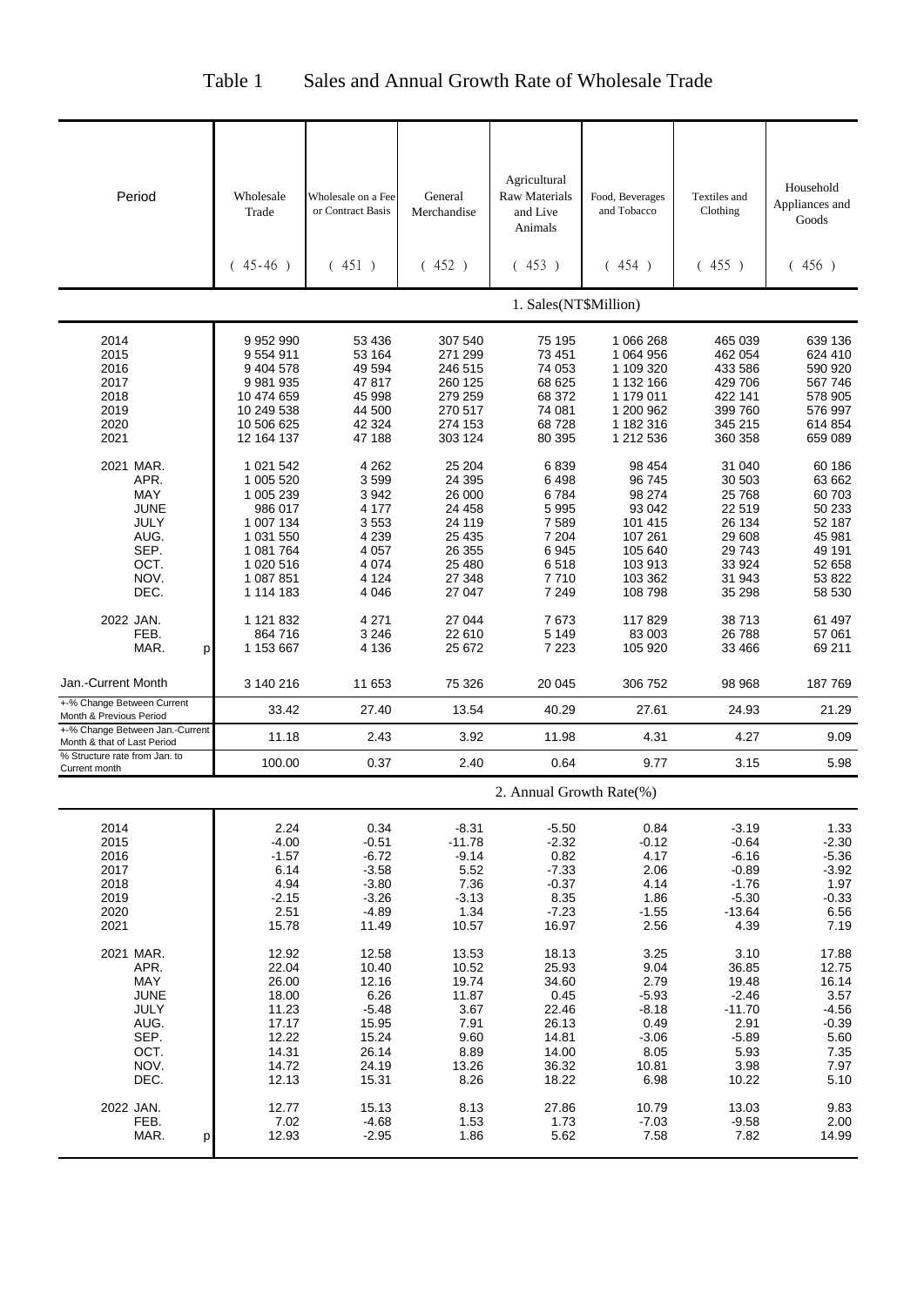# Table 1 Sales and Annual Growth Rate of Wholesale Trade

| Period | Wholesale Trade (45-46) | Wholesale on a Fee or Contract Basis (451) | General Merchandise (452) | Agricultural Raw Materials and Live Animals (453) | Food, Beverages and Tobacco (454) | Textiles and Clothing (455) | Household Appliances and Goods (456) |
|---|---|---|---|---|---|---|---|
| | | | | 1. Sales(NT$Million) | | | |
| 2014 | 9 952 990 | 53 436 | 307 540 | 75 195 | 1 066 268 | 465 039 | 639 136 |
| 2015 | 9 554 911 | 53 164 | 271 299 | 73 451 | 1 064 956 | 462 054 | 624 410 |
| 2016 | 9 404 578 | 49 594 | 246 515 | 74 053 | 1 109 320 | 433 586 | 590 920 |
| 2017 | 9 981 935 | 47 817 | 260 125 | 68 625 | 1 132 166 | 429 706 | 567 746 |
| 2018 | 10 474 659 | 45 998 | 279 259 | 68 372 | 1 179 011 | 422 141 | 578 905 |
| 2019 | 10 249 538 | 44 500 | 270 517 | 74 081 | 1 200 962 | 399 760 | 576 997 |
| 2020 | 10 506 625 | 42 324 | 274 153 | 68 728 | 1 182 316 | 345 215 | 614 854 |
| 2021 | 12 164 137 | 47 188 | 303 124 | 80 395 | 1 212 536 | 360 358 | 659 089 |
| 2021 MAR. | 1 021 542 | 4 262 | 25 204 | 6 839 | 98 454 | 31 040 | 60 186 |
| APR. | 1 005 520 | 3 599 | 24 395 | 6 498 | 96 745 | 30 503 | 63 662 |
| MAY | 1 005 239 | 3 942 | 26 000 | 6 784 | 98 274 | 25 768 | 60 703 |
| JUNE | 986 017 | 4 177 | 24 458 | 5 995 | 93 042 | 22 519 | 50 233 |
| JULY | 1 007 134 | 3 553 | 24 119 | 7 589 | 101 415 | 26 134 | 52 187 |
| AUG. | 1 031 550 | 4 239 | 25 435 | 7 204 | 107 261 | 29 608 | 45 981 |
| SEP. | 1 081 764 | 4 057 | 26 355 | 6 945 | 105 640 | 29 743 | 49 191 |
| OCT. | 1 020 516 | 4 074 | 25 480 | 6 518 | 103 913 | 33 924 | 52 658 |
| NOV. | 1 087 851 | 4 124 | 27 348 | 7 710 | 103 362 | 31 943 | 53 822 |
| DEC. | 1 114 183 | 4 046 | 27 047 | 7 249 | 108 798 | 35 298 | 58 530 |
| 2022 JAN. | 1 121 832 | 4 271 | 27 044 | 7 673 | 117 829 | 38 713 | 61 497 |
| FEB. | 864 716 | 3 246 | 22 610 | 5 149 | 83 003 | 26 788 | 57 061 |
| MAR. p | 1 153 667 | 4 136 | 25 672 | 7 223 | 105 920 | 33 466 | 69 211 |
| Jan.-Current Month | 3 140 216 | 11 653 | 75 326 | 20 045 | 306 752 | 98 968 | 187 769 |
| +-% Change Between Current Month & Previous Period | 33.42 | 27.40 | 13.54 | 40.29 | 27.61 | 24.93 | 21.29 |
| +-% Change Between Jan.-Current Month & that of Last Period | 11.18 | 2.43 | 3.92 | 11.98 | 4.31 | 4.27 | 9.09 |
| % Structure rate from Jan. to Current month | 100.00 | 0.37 | 2.40 | 0.64 | 9.77 | 3.15 | 5.98 |
| | | | | 2. Annual Growth Rate(%) | | | |
| 2014 | 2.24 | 0.34 | -8.31 | -5.50 | 0.84 | -3.19 | 1.33 |
| 2015 | -4.00 | -0.51 | -11.78 | -2.32 | -0.12 | -0.64 | -2.30 |
| 2016 | -1.57 | -6.72 | -9.14 | 0.82 | 4.17 | -6.16 | -5.36 |
| 2017 | 6.14 | -3.58 | 5.52 | -7.33 | 2.06 | -0.89 | -3.92 |
| 2018 | 4.94 | -3.80 | 7.36 | -0.37 | 4.14 | -1.76 | 1.97 |
| 2019 | -2.15 | -3.26 | -3.13 | 8.35 | 1.86 | -5.30 | -0.33 |
| 2020 | 2.51 | -4.89 | 1.34 | -7.23 | -1.55 | -13.64 | 6.56 |
| 2021 | 15.78 | 11.49 | 10.57 | 16.97 | 2.56 | 4.39 | 7.19 |
| 2021 MAR. | 12.92 | 12.58 | 13.53 | 18.13 | 3.25 | 3.10 | 17.88 |
| APR. | 22.04 | 10.40 | 10.52 | 25.93 | 9.04 | 36.85 | 12.75 |
| MAY | 26.00 | 12.16 | 19.74 | 34.60 | 2.79 | 19.48 | 16.14 |
| JUNE | 18.00 | 6.26 | 11.87 | 0.45 | -5.93 | -2.46 | 3.57 |
| JULY | 11.23 | -5.48 | 3.67 | 22.46 | -8.18 | -11.70 | -4.56 |
| AUG. | 17.17 | 15.95 | 7.91 | 26.13 | 0.49 | 2.91 | -0.39 |
| SEP. | 12.22 | 15.24 | 9.60 | 14.81 | -3.06 | -5.89 | 5.60 |
| OCT. | 14.31 | 26.14 | 8.89 | 14.00 | 8.05 | 5.93 | 7.35 |
| NOV. | 14.72 | 24.19 | 13.26 | 36.32 | 10.81 | 3.98 | 7.97 |
| DEC. | 12.13 | 15.31 | 8.26 | 18.22 | 6.98 | 10.22 | 5.10 |
| 2022 JAN. | 12.77 | 15.13 | 8.13 | 27.86 | 10.79 | 13.03 | 9.83 |
| FEB. | 7.02 | -4.68 | 1.53 | 1.73 | -7.03 | -9.58 | 2.00 |
| MAR. p | 12.93 | -2.95 | 1.86 | 5.62 | 7.58 | 7.82 | 14.99 |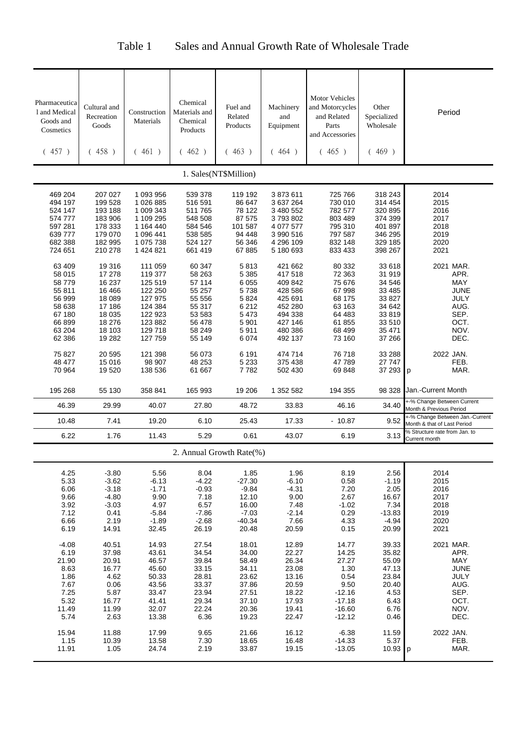# Table 1 Sales and Annual Growth Rate of Wholesale Trade

| Pharmaceutical and Medical Goods and Cosmetics (457) | Cultural and Recreation Goods (458) | Construction Materials (461) | Chemical Materials and Chemical Products (462) | Fuel and Related Products (463) | Machinery and Equipment (464) | Motor Vehicles and Motorcycles and Related Parts and Accessories (465) | Other Specialized Wholesale (469) | Period |
|---|---|---|---|---|---|---|---|---|
| **1. Sales(NT$Million)** | | | | | | | | |
| 469 204 | 207 027 | 1 093 956 | 539 378 | 119 192 | 3 873 611 | 725 766 | 318 243 | 2014 |
| 494 197 | 199 528 | 1 026 885 | 516 591 | 86 647 | 3 637 264 | 730 010 | 314 454 | 2015 |
| 524 147 | 193 188 | 1 009 343 | 511 765 | 78 122 | 3 480 552 | 782 577 | 320 895 | 2016 |
| 574 777 | 183 906 | 1 109 295 | 548 508 | 87 575 | 3 793 802 | 803 489 | 374 399 | 2017 |
| 597 281 | 178 333 | 1 164 440 | 584 546 | 101 587 | 4 077 577 | 795 310 | 401 897 | 2018 |
| 639 777 | 179 070 | 1 096 441 | 538 585 | 94 448 | 3 990 516 | 797 587 | 346 295 | 2019 |
| 682 388 | 182 995 | 1 075 738 | 524 127 | 56 346 | 4 296 109 | 832 148 | 329 185 | 2020 |
| 724 651 | 210 278 | 1 424 821 | 661 419 | 67 885 | 5 180 693 | 833 433 | 398 267 | 2021 |
| 63 409 | 19 316 | 111 059 | 60 347 | 5 813 | 421 662 | 80 332 | 33 618 | 2021 MAR. |
| 58 015 | 17 278 | 119 377 | 58 263 | 5 385 | 417 518 | 72 363 | 31 919 | APR. |
| 58 779 | 16 237 | 125 519 | 57 114 | 6 055 | 409 842 | 75 676 | 34 546 | MAY |
| 55 811 | 16 466 | 122 250 | 55 257 | 5 738 | 428 586 | 67 998 | 33 485 | JUNE |
| 56 999 | 18 089 | 127 975 | 55 556 | 5 824 | 425 691 | 68 175 | 33 827 | JULY |
| 58 638 | 17 186 | 124 384 | 55 317 | 6 212 | 452 280 | 63 163 | 34 642 | AUG. |
| 67 180 | 18 035 | 122 923 | 53 583 | 5 473 | 494 338 | 64 483 | 33 819 | SEP. |
| 66 899 | 18 276 | 123 882 | 56 478 | 5 901 | 427 146 | 61 855 | 33 510 | OCT. |
| 63 204 | 18 103 | 129 718 | 58 249 | 5 911 | 480 386 | 68 499 | 35 471 | NOV. |
| 62 386 | 19 282 | 127 759 | 55 149 | 6 074 | 492 137 | 73 160 | 37 266 | DEC. |
| 75 827 | 20 595 | 121 398 | 56 073 | 6 191 | 474 714 | 76 718 | 33 288 | 2022 JAN. |
| 48 477 | 15 016 | 98 907 | 48 253 | 5 233 | 375 438 | 47 789 | 27 747 | FEB. |
| 70 964 | 19 520 | 138 536 | 61 667 | 7 782 | 502 430 | 69 848 | 37 293 | p MAR. |
| 195 268 | 55 130 | 358 841 | 165 993 | 19 206 | 1 352 582 | 194 355 | 98 328 | Jan.-Current Month |
| 46.39 | 29.99 | 40.07 | 27.80 | 48.72 | 33.83 | 46.16 | 34.40 | +-% Change Between Current Month & Previous Period |
| 10.48 | 7.41 | 19.20 | 6.10 | 25.43 | 17.33 | - 10.87 | 9.52 | +-% Change Between Jan.-Current Month & that of Last Period |
| 6.22 | 1.76 | 11.43 | 5.29 | 0.61 | 43.07 | 6.19 | 3.13 | % Structure rate from Jan. to Current month |
| **2. Annual Growth Rate(%)** | | | | | | | | |
| 4.25 | -3.80 | 5.56 | 8.04 | 1.85 | 1.96 | 8.19 | 2.56 | 2014 |
| 5.33 | -3.62 | -6.13 | -4.22 | -27.30 | -6.10 | 0.58 | -1.19 | 2015 |
| 6.06 | -3.18 | -1.71 | -0.93 | -9.84 | -4.31 | 7.20 | 2.05 | 2016 |
| 9.66 | -4.80 | 9.90 | 7.18 | 12.10 | 9.00 | 2.67 | 16.67 | 2017 |
| 3.92 | -3.03 | 4.97 | 6.57 | 16.00 | 7.48 | -1.02 | 7.34 | 2018 |
| 7.12 | 0.41 | -5.84 | -7.86 | -7.03 | -2.14 | 0.29 | -13.83 | 2019 |
| 6.66 | 2.19 | -1.89 | -2.68 | -40.34 | 7.66 | 4.33 | -4.94 | 2020 |
| 6.19 | 14.91 | 32.45 | 26.19 | 20.48 | 20.59 | 0.15 | 20.99 | 2021 |
| -4.08 | 40.51 | 14.93 | 27.54 | 18.01 | 12.89 | 14.77 | 39.33 | 2021 MAR. |
| 6.19 | 37.98 | 43.61 | 34.54 | 34.00 | 22.27 | 14.25 | 35.82 | APR. |
| 21.90 | 20.91 | 46.57 | 39.84 | 58.49 | 26.34 | 27.27 | 55.09 | MAY |
| 8.63 | 16.77 | 45.60 | 33.15 | 34.11 | 23.08 | 1.30 | 47.13 | JUNE |
| 1.86 | 4.62 | 50.33 | 28.81 | 23.62 | 13.16 | 0.54 | 23.84 | JULY |
| 7.67 | 0.06 | 43.56 | 33.37 | 37.86 | 20.59 | 9.50 | 20.40 | AUG. |
| 7.25 | 5.87 | 33.47 | 23.94 | 27.51 | 18.22 | -12.16 | 4.53 | SEP. |
| 5.32 | 16.77 | 41.41 | 29.34 | 37.10 | 17.93 | -17.18 | 6.43 | OCT. |
| 11.49 | 11.99 | 32.07 | 22.24 | 20.36 | 19.41 | -16.60 | 6.76 | NOV. |
| 5.74 | 2.63 | 13.38 | 6.36 | 19.23 | 22.47 | -12.12 | 0.46 | DEC. |
| 15.94 | 11.88 | 17.99 | 9.65 | 21.66 | 16.12 | -6.38 | 11.59 | 2022 JAN. |
| 1.15 | 10.39 | 13.58 | 7.30 | 18.65 | 16.48 | -14.33 | 5.37 | FEB. |
| 11.91 | 1.05 | 24.74 | 2.19 | 33.87 | 19.15 | -13.05 | 10.93 | p MAR. |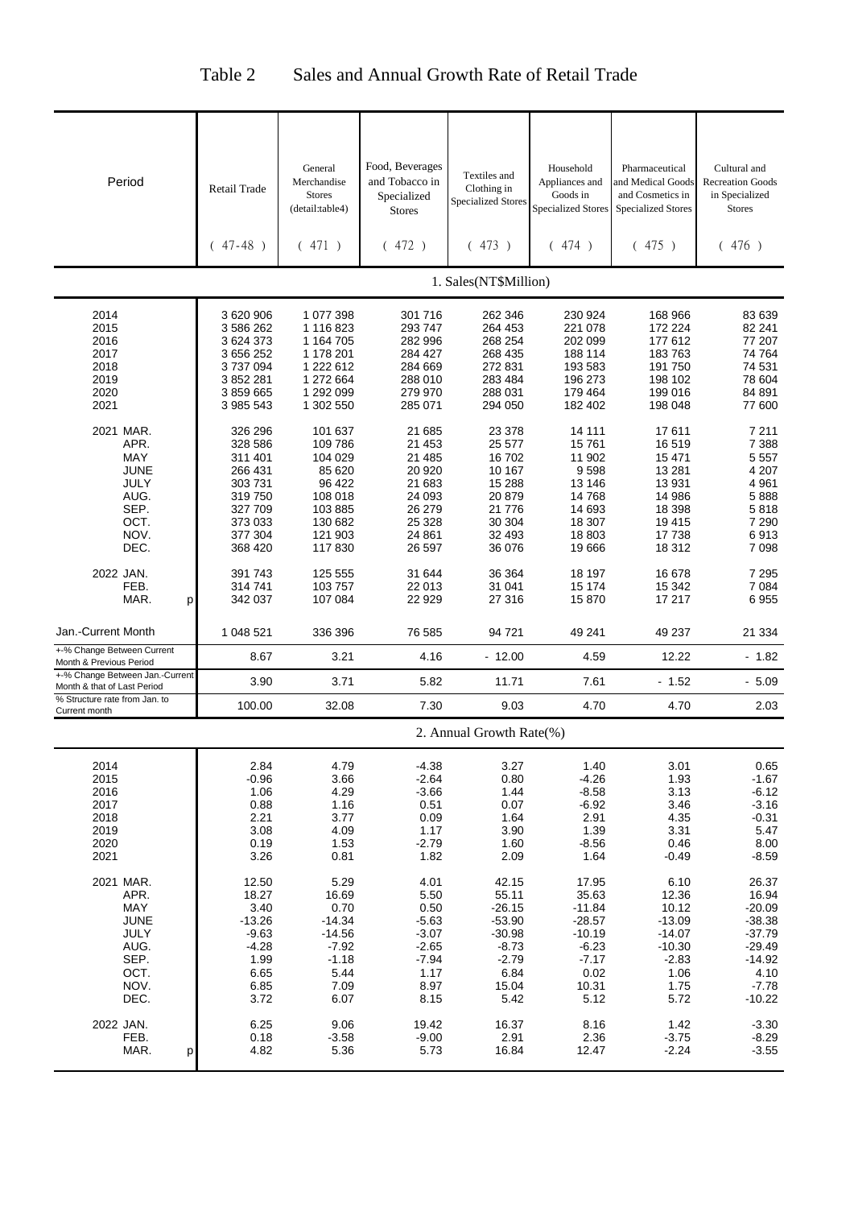# Table 2 Sales and Annual Growth Rate of Retail Trade

| Period | Retail Trade (47-48) | General Merchandise Stores (detail:table4) (471) | Food, Beverages and Tobacco in Specialized Stores (472) | Textiles and Clothing in Specialized Stores (473) | Household Appliances and Goods in Specialized Stores (474) | Pharmaceutical and Medical Goods and Cosmetics in Specialized Stores (475) | Cultural and Recreation Goods in Specialized Stores (476) |
|---|---|---|---|---|---|---|---|
| **1. Sales(NT$Million)** | | | | | | | |
| 2014 | 3 620 906 | 1 077 398 | 301 716 | 262 346 | 230 924 | 168 966 | 83 639 |
| 2015 | 3 586 262 | 1 116 823 | 293 747 | 264 453 | 221 078 | 172 224 | 82 241 |
| 2016 | 3 624 373 | 1 164 705 | 282 996 | 268 254 | 202 099 | 177 612 | 77 207 |
| 2017 | 3 656 252 | 1 178 201 | 284 427 | 268 435 | 188 114 | 183 763 | 74 764 |
| 2018 | 3 737 094 | 1 222 612 | 284 669 | 272 831 | 193 583 | 191 750 | 74 531 |
| 2019 | 3 852 281 | 1 272 664 | 288 010 | 283 484 | 196 273 | 198 102 | 78 604 |
| 2020 | 3 859 665 | 1 292 099 | 279 970 | 288 031 | 179 464 | 199 016 | 84 891 |
| 2021 | 3 985 543 | 1 302 550 | 285 071 | 294 050 | 182 402 | 198 048 | 77 600 |
| 2021 MAR. | 326 296 | 101 637 | 21 685 | 23 378 | 14 111 | 17 611 | 7 211 |
| APR. | 328 586 | 109 786 | 21 453 | 25 577 | 15 761 | 16 519 | 7 388 |
| MAY | 311 401 | 104 029 | 21 485 | 16 702 | 11 902 | 15 471 | 5 557 |
| JUNE | 266 431 | 85 620 | 20 920 | 10 167 | 9 598 | 13 281 | 4 207 |
| JULY | 303 731 | 96 422 | 21 683 | 15 288 | 13 146 | 13 931 | 4 961 |
| AUG. | 319 750 | 108 018 | 24 093 | 20 879 | 14 768 | 14 986 | 5 888 |
| SEP. | 327 709 | 103 885 | 26 279 | 21 776 | 14 693 | 18 398 | 5 818 |
| OCT. | 373 033 | 130 682 | 25 328 | 30 304 | 18 307 | 19 415 | 7 290 |
| NOV. | 377 304 | 121 903 | 24 861 | 32 493 | 18 803 | 17 738 | 6 913 |
| DEC. | 368 420 | 117 830 | 26 597 | 36 076 | 19 666 | 18 312 | 7 098 |
| 2022 JAN. | 391 743 | 125 555 | 31 644 | 36 364 | 18 197 | 16 678 | 7 295 |
| FEB. | 314 741 | 103 757 | 22 013 | 31 041 | 15 174 | 15 342 | 7 084 |
| MAR. p | 342 037 | 107 084 | 22 929 | 27 316 | 15 870 | 17 217 | 6 955 |
| Jan.-Current Month | 1 048 521 | 336 396 | 76 585 | 94 721 | 49 241 | 49 237 | 21 334 |
| +-% Change Between Current Month & Previous Period | 8.67 | 3.21 | 4.16 | - 12.00 | 4.59 | 12.22 | - 1.82 |
| +-% Change Between Jan.-Current Month & that of Last Period | 3.90 | 3.71 | 5.82 | 11.71 | 7.61 | - 1.52 | - 5.09 |
| % Structure rate from Jan. to Current month | 100.00 | 32.08 | 7.30 | 9.03 | 4.70 | 4.70 | 2.03 |
| **2. Annual Growth Rate(%)** | | | | | | | |
| 2014 | 2.84 | 4.79 | -4.38 | 3.27 | 1.40 | 3.01 | 0.65 |
| 2015 | -0.96 | 3.66 | -2.64 | 0.80 | -4.26 | 1.93 | -1.67 |
| 2016 | 1.06 | 4.29 | -3.66 | 1.44 | -8.58 | 3.13 | -6.12 |
| 2017 | 0.88 | 1.16 | 0.51 | 0.07 | -6.92 | 3.46 | -3.16 |
| 2018 | 2.21 | 3.77 | 0.09 | 1.64 | 2.91 | 4.35 | -0.31 |
| 2019 | 3.08 | 4.09 | 1.17 | 3.90 | 1.39 | 3.31 | 5.47 |
| 2020 | 0.19 | 1.53 | -2.79 | 1.60 | -8.56 | 0.46 | 8.00 |
| 2021 | 3.26 | 0.81 | 1.82 | 2.09 | 1.64 | -0.49 | -8.59 |
| 2021 MAR. | 12.50 | 5.29 | 4.01 | 42.15 | 17.95 | 6.10 | 26.37 |
| APR. | 18.27 | 16.69 | 5.50 | 55.11 | 35.63 | 12.36 | 16.94 |
| MAY | 3.40 | 0.70 | 0.50 | -26.15 | -11.84 | 10.12 | -20.09 |
| JUNE | -13.26 | -14.34 | -5.63 | -53.90 | -28.57 | -13.09 | -38.38 |
| JULY | -9.63 | -14.56 | -3.07 | -30.98 | -10.19 | -14.07 | -37.79 |
| AUG. | -4.28 | -7.92 | -2.65 | -8.73 | -6.23 | -10.30 | -29.49 |
| SEP. | 1.99 | -1.18 | -7.94 | -2.79 | -7.17 | -2.83 | -14.92 |
| OCT. | 6.65 | 5.44 | 1.17 | 6.84 | 0.02 | 1.06 | 4.10 |
| NOV. | 6.85 | 7.09 | 8.97 | 15.04 | 10.31 | 1.75 | -7.78 |
| DEC. | 3.72 | 6.07 | 8.15 | 5.42 | 5.12 | 5.72 | -10.22 |
| 2022 JAN. | 6.25 | 9.06 | 19.42 | 16.37 | 8.16 | 1.42 | -3.30 |
| FEB. | 0.18 | -3.58 | -9.00 | 2.91 | 2.36 | -3.75 | -8.29 |
| MAR. p | 4.82 | 5.36 | 5.73 | 16.84 | 12.47 | -2.24 | -3.55 |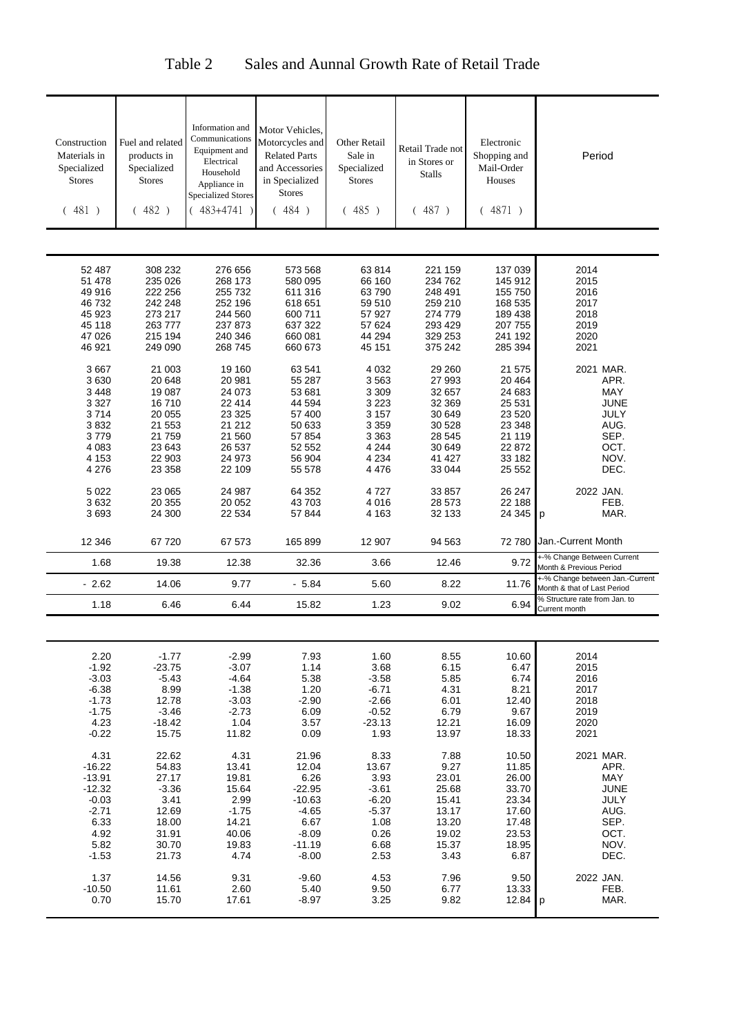# Table 2 Sales and Aunnal Growth Rate of Retail Trade

| Construction Materials in Specialized Stores (481) | Fuel and related products in Specialized Stores (482) | Information and Communications Equipment and Electrical Household Appliance in Specialized Stores (483+4741) | Motor Vehicles, Motorcycles and Related Parts and Accessories in Specialized Stores (484) | Other Retail Sale in Specialized Stores (485) | Retail Trade not in Stores or Stalls (487) | Electronic Shopping and Mail-Order Houses (4871) | Period |
|---|---|---|---|---|---|---|---|
| 52 487 | 308 232 | 276 656 | 573 568 | 63 814 | 221 159 | 137 039 | 2014 |
| 51 478 | 235 026 | 268 173 | 580 095 | 66 160 | 234 762 | 145 912 | 2015 |
| 49 916 | 222 256 | 255 732 | 611 316 | 63 790 | 248 491 | 155 750 | 2016 |
| 46 732 | 242 248 | 252 196 | 618 651 | 59 510 | 259 210 | 168 535 | 2017 |
| 45 923 | 273 217 | 244 560 | 600 711 | 57 927 | 274 779 | 189 438 | 2018 |
| 45 118 | 263 777 | 237 873 | 637 322 | 57 624 | 293 429 | 207 755 | 2019 |
| 47 026 | 215 194 | 240 346 | 660 081 | 44 294 | 329 253 | 241 192 | 2020 |
| 46 921 | 249 090 | 268 745 | 660 673 | 45 151 | 375 242 | 285 394 | 2021 |
| 3 667 | 21 003 | 19 160 | 63 541 | 4 032 | 29 260 | 21 575 | 2021 MAR. |
| 3 630 | 20 648 | 20 981 | 55 287 | 3 563 | 27 993 | 20 464 | APR. |
| 3 448 | 19 087 | 24 073 | 53 681 | 3 309 | 32 657 | 24 683 | MAY |
| 3 327 | 16 710 | 22 414 | 44 594 | 3 223 | 32 369 | 25 531 | JUNE |
| 3 714 | 20 055 | 23 325 | 57 400 | 3 157 | 30 649 | 23 520 | JULY |
| 3 832 | 21 553 | 21 212 | 50 633 | 3 359 | 30 528 | 23 348 | AUG. |
| 3 779 | 21 759 | 21 560 | 57 854 | 3 363 | 28 545 | 21 119 | SEP. |
| 4 083 | 23 643 | 26 537 | 52 552 | 4 244 | 30 649 | 22 872 | OCT. |
| 4 153 | 22 903 | 24 973 | 56 904 | 4 234 | 41 427 | 33 182 | NOV. |
| 4 276 | 23 358 | 22 109 | 55 578 | 4 476 | 33 044 | 25 552 | DEC. |
| 5 022 | 23 065 | 24 987 | 64 352 | 4 727 | 33 857 | 26 247 | 2022 JAN. |
| 3 632 | 20 355 | 20 052 | 43 703 | 4 016 | 28 573 | 22 188 | FEB. |
| 3 693 | 24 300 | 22 534 | 57 844 | 4 163 | 32 133 | 24 345 | p MAR. |
| 12 346 | 67 720 | 67 573 | 165 899 | 12 907 | 94 563 | 72 780 | Jan.-Current Month |
| 1.68 | 19.38 | 12.38 | 32.36 | 3.66 | 12.46 | 9.72 | +-% Change Between Current Month & Previous Period |
| - 2.62 | 14.06 | 9.77 | - 5.84 | 5.60 | 8.22 | 11.76 | +-% Change between Jan.-Current Month & that of Last Period |
| 1.18 | 6.46 | 6.44 | 15.82 | 1.23 | 9.02 | 6.94 | % Structure rate from Jan. to Current month |
| 2.20 | -1.77 | -2.99 | 7.93 | 1.60 | 8.55 | 10.60 | 2014 |
| -1.92 | -23.75 | -3.07 | 1.14 | 3.68 | 6.15 | 6.47 | 2015 |
| -3.03 | -5.43 | -4.64 | 5.38 | -3.58 | 5.85 | 6.74 | 2016 |
| -6.38 | 8.99 | -1.38 | 1.20 | -6.71 | 4.31 | 8.21 | 2017 |
| -1.73 | 12.78 | -3.03 | -2.90 | -2.66 | 6.01 | 12.40 | 2018 |
| -1.75 | -3.46 | -2.73 | 6.09 | -0.52 | 6.79 | 9.67 | 2019 |
| 4.23 | -18.42 | 1.04 | 3.57 | -23.13 | 12.21 | 16.09 | 2020 |
| -0.22 | 15.75 | 11.82 | 0.09 | 1.93 | 13.97 | 18.33 | 2021 |
| 4.31 | 22.62 | 4.31 | 21.96 | 8.33 | 7.88 | 10.50 | 2021 MAR. |
| -16.22 | 54.83 | 13.41 | 12.04 | 13.67 | 9.27 | 11.85 | APR. |
| -13.91 | 27.17 | 19.81 | 6.26 | 3.93 | 23.01 | 26.00 | MAY |
| -12.32 | -3.36 | 15.64 | -22.95 | -3.61 | 25.68 | 33.70 | JUNE |
| -0.03 | 3.41 | 2.99 | -10.63 | -6.20 | 15.41 | 23.34 | JULY |
| -2.71 | 12.69 | -1.75 | -4.65 | -5.37 | 13.17 | 17.60 | AUG. |
| 6.33 | 18.00 | 14.21 | 6.67 | 1.08 | 13.20 | 17.48 | SEP. |
| 4.92 | 31.91 | 40.06 | -8.09 | 0.26 | 19.02 | 23.53 | OCT. |
| 5.82 | 30.70 | 19.83 | -11.19 | 6.68 | 15.37 | 18.95 | NOV. |
| -1.53 | 21.73 | 4.74 | -8.00 | 2.53 | 3.43 | 6.87 | DEC. |
| 1.37 | 14.56 | 9.31 | -9.60 | 4.53 | 7.96 | 9.50 | 2022 JAN. |
| -10.50 | 11.61 | 2.60 | 5.40 | 9.50 | 6.77 | 13.33 | FEB. |
| 0.70 | 15.70 | 17.61 | -8.97 | 3.25 | 9.82 | 12.84 | p MAR. |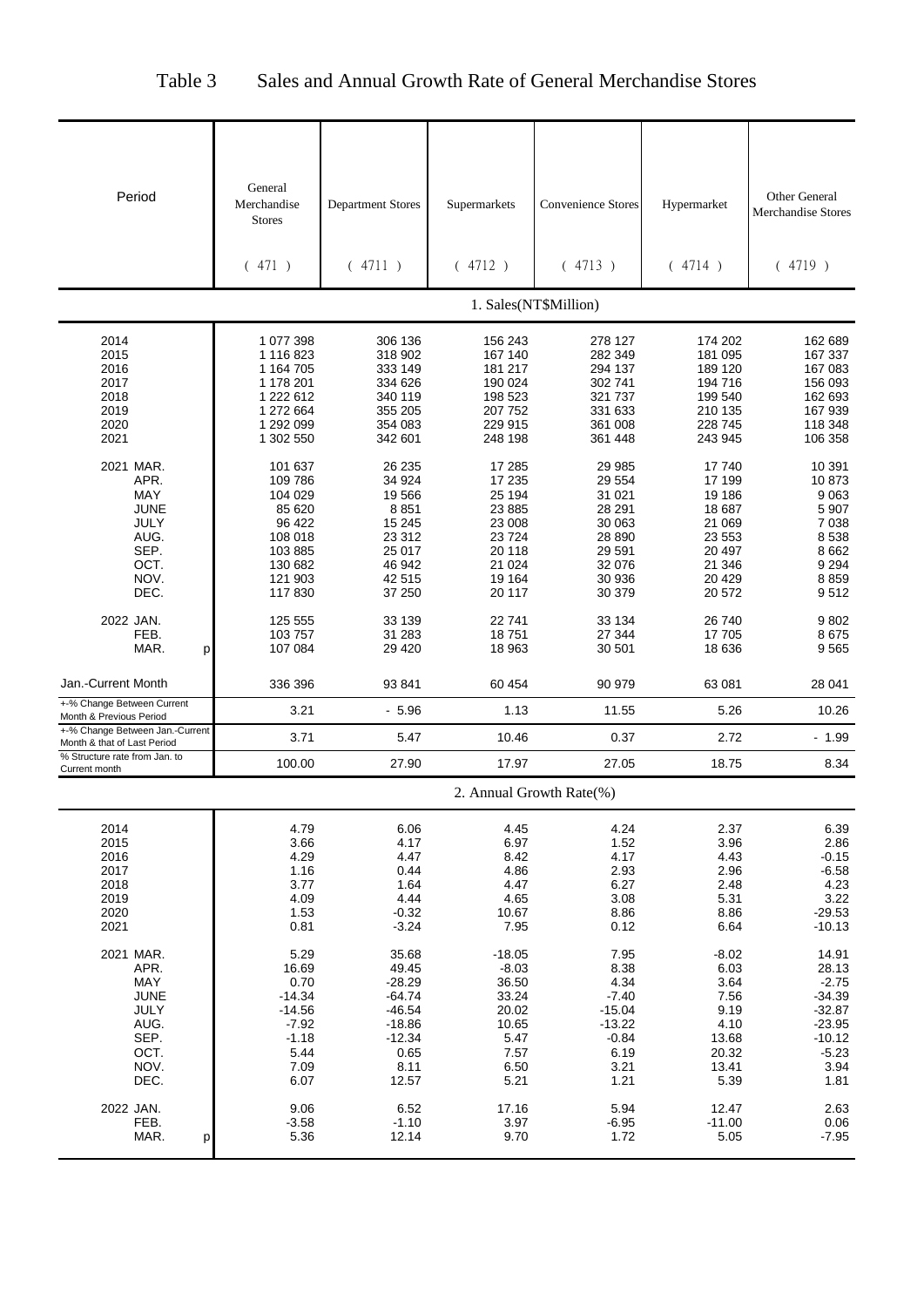# Table 3 Sales and Annual Growth Rate of General Merchandise Stores

| Period | General Merchandise Stores (471) | Department Stores (4711) | Supermarkets (4712) | Convenience Stores (4713) | Hypermarket (4714) | Other General Merchandise Stores (4719) |
|---|---|---|---|---|---|---|
| | **1. Sales(NT$Million)** | | | | | |
| 2014 | 1 077 398 | 306 136 | 156 243 | 278 127 | 174 202 | 162 689 |
| 2015 | 1 116 823 | 318 902 | 167 140 | 282 349 | 181 095 | 167 337 |
| 2016 | 1 164 705 | 333 149 | 181 217 | 294 137 | 189 120 | 167 083 |
| 2017 | 1 178 201 | 334 626 | 190 024 | 302 741 | 194 716 | 156 093 |
| 2018 | 1 222 612 | 340 119 | 198 523 | 321 737 | 199 540 | 162 693 |
| 2019 | 1 272 664 | 355 205 | 207 752 | 331 633 | 210 135 | 167 939 |
| 2020 | 1 292 099 | 354 083 | 229 915 | 361 008 | 228 745 | 118 348 |
| 2021 | 1 302 550 | 342 601 | 248 198 | 361 448 | 243 945 | 106 358 |
| 2021 MAR. | 101 637 | 26 235 | 17 285 | 29 985 | 17 740 | 10 391 |
| APR. | 109 786 | 34 924 | 17 235 | 29 554 | 17 199 | 10 873 |
| MAY | 104 029 | 19 566 | 25 194 | 31 021 | 19 186 | 9 063 |
| JUNE | 85 620 | 8 851 | 23 885 | 28 291 | 18 687 | 5 907 |
| JULY | 96 422 | 15 245 | 23 008 | 30 063 | 21 069 | 7 038 |
| AUG. | 108 018 | 23 312 | 23 724 | 28 890 | 23 553 | 8 538 |
| SEP. | 103 885 | 25 017 | 20 118 | 29 591 | 20 497 | 8 662 |
| OCT. | 130 682 | 46 942 | 21 024 | 32 076 | 21 346 | 9 294 |
| NOV. | 121 903 | 42 515 | 19 164 | 30 936 | 20 429 | 8 859 |
| DEC. | 117 830 | 37 250 | 20 117 | 30 379 | 20 572 | 9 512 |
| 2022 JAN. | 125 555 | 33 139 | 22 741 | 33 134 | 26 740 | 9 802 |
| FEB. | 103 757 | 31 283 | 18 751 | 27 344 | 17 705 | 8 675 |
| MAR. p | 107 084 | 29 420 | 18 963 | 30 501 | 18 636 | 9 565 |
| Jan.-Current Month | 336 396 | 93 841 | 60 454 | 90 979 | 63 081 | 28 041 |
| +-% Change Between Current Month & Previous Period | 3.21 | - 5.96 | 1.13 | 11.55 | 5.26 | 10.26 |
| +-% Change Between Jan.-Current Month & that of Last Period | 3.71 | 5.47 | 10.46 | 0.37 | 2.72 | - 1.99 |
| % Structure rate from Jan. to Current month | 100.00 | 27.90 | 17.97 | 27.05 | 18.75 | 8.34 |
| | **2. Annual Growth Rate(%)** | | | | | |
| 2014 | 4.79 | 6.06 | 4.45 | 4.24 | 2.37 | 6.39 |
| 2015 | 3.66 | 4.17 | 6.97 | 1.52 | 3.96 | 2.86 |
| 2016 | 4.29 | 4.47 | 8.42 | 4.17 | 4.43 | -0.15 |
| 2017 | 1.16 | 0.44 | 4.86 | 2.93 | 2.96 | -6.58 |
| 2018 | 3.77 | 1.64 | 4.47 | 6.27 | 2.48 | 4.23 |
| 2019 | 4.09 | 4.44 | 4.65 | 3.08 | 5.31 | 3.22 |
| 2020 | 1.53 | -0.32 | 10.67 | 8.86 | 8.86 | -29.53 |
| 2021 | 0.81 | -3.24 | 7.95 | 0.12 | 6.64 | -10.13 |
| 2021 MAR. | 5.29 | 35.68 | -18.05 | 7.95 | -8.02 | 14.91 |
| APR. | 16.69 | 49.45 | -8.03 | 8.38 | 6.03 | 28.13 |
| MAY | 0.70 | -28.29 | 36.50 | 4.34 | 3.64 | -2.75 |
| JUNE | -14.34 | -64.74 | 33.24 | -7.40 | 7.56 | -34.39 |
| JULY | -14.56 | -46.54 | 20.02 | -15.04 | 9.19 | -32.87 |
| AUG. | -7.92 | -18.86 | 10.65 | -13.22 | 4.10 | -23.95 |
| SEP. | -1.18 | -12.34 | 5.47 | -0.84 | 13.68 | -10.12 |
| OCT. | 5.44 | 0.65 | 7.57 | 6.19 | 20.32 | -5.23 |
| NOV. | 7.09 | 8.11 | 6.50 | 3.21 | 13.41 | 3.94 |
| DEC. | 6.07 | 12.57 | 5.21 | 1.21 | 5.39 | 1.81 |
| 2022 JAN. | 9.06 | 6.52 | 17.16 | 5.94 | 12.47 | 2.63 |
| FEB. | -3.58 | -1.10 | 3.97 | -6.95 | -11.00 | 0.06 |
| MAR. p | 5.36 | 12.14 | 9.70 | 1.72 | 5.05 | -7.95 |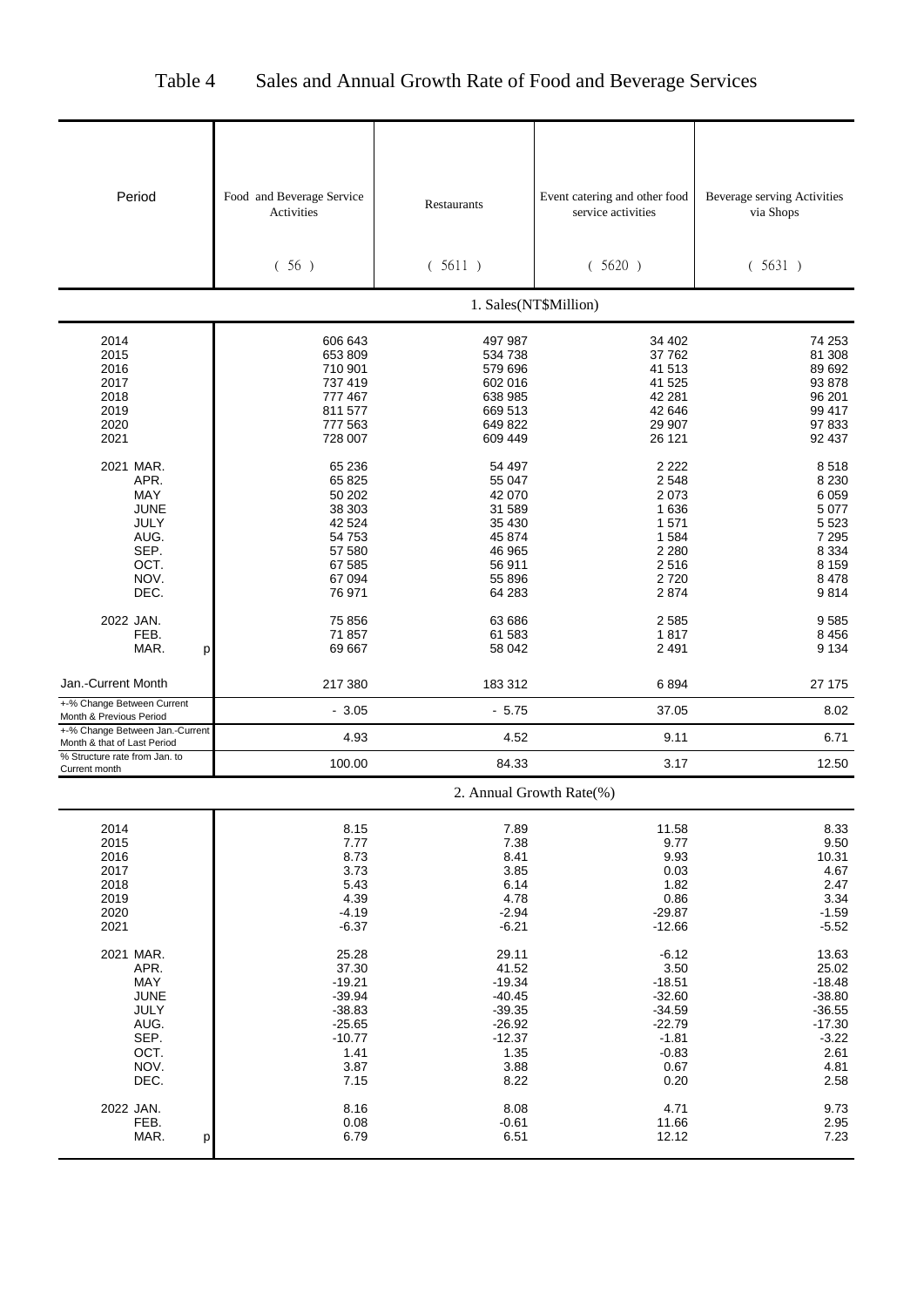# Table 4 Sales and Annual Growth Rate of Food and Beverage Services

| Period | Food and Beverage Service Activities (56) | Restaurants (5611) | Event catering and other food service activities (5620) | Beverage serving Activities via Shops (5631) |
|---|---|---|---|---|
| **1. Sales(NT$Million)** | | | | |
| 2014 | 606 643 | 497 987 | 34 402 | 74 253 |
| 2015 | 653 809 | 534 738 | 37 762 | 81 308 |
| 2016 | 710 901 | 579 696 | 41 513 | 89 692 |
| 2017 | 737 419 | 602 016 | 41 525 | 93 878 |
| 2018 | 777 467 | 638 985 | 42 281 | 96 201 |
| 2019 | 811 577 | 669 513 | 42 646 | 99 417 |
| 2020 | 777 563 | 649 822 | 29 907 | 97 833 |
| 2021 | 728 007 | 609 449 | 26 121 | 92 437 |
| 2021 MAR. | 65 236 | 54 497 | 2 222 | 8 518 |
| APR. | 65 825 | 55 047 | 2 548 | 8 230 |
| MAY | 50 202 | 42 070 | 2 073 | 6 059 |
| JUNE | 38 303 | 31 589 | 1 636 | 5 077 |
| JULY | 42 524 | 35 430 | 1 571 | 5 523 |
| AUG. | 54 753 | 45 874 | 1 584 | 7 295 |
| SEP. | 57 580 | 46 965 | 2 280 | 8 334 |
| OCT. | 67 585 | 56 911 | 2 516 | 8 159 |
| NOV. | 67 094 | 55 896 | 2 720 | 8 478 |
| DEC. | 76 971 | 64 283 | 2 874 | 9 814 |
| 2022 JAN. | 75 856 | 63 686 | 2 585 | 9 585 |
| FEB. | 71 857 | 61 583 | 1 817 | 8 456 |
| MAR. p | 69 667 | 58 042 | 2 491 | 9 134 |
| Jan.-Current Month | 217 380 | 183 312 | 6 894 | 27 175 |
| +-% Change Between Current Month & Previous Period | - 3.05 | - 5.75 | 37.05 | 8.02 |
| +-% Change Between Jan.-Current Month & that of Last Period | 4.93 | 4.52 | 9.11 | 6.71 |
| % Structure rate from Jan. to Current month | 100.00 | 84.33 | 3.17 | 12.50 |
| **2. Annual Growth Rate(%)** | | | | |
| 2014 | 8.15 | 7.89 | 11.58 | 8.33 |
| 2015 | 7.77 | 7.38 | 9.77 | 9.50 |
| 2016 | 8.73 | 8.41 | 9.93 | 10.31 |
| 2017 | 3.73 | 3.85 | 0.03 | 4.67 |
| 2018 | 5.43 | 6.14 | 1.82 | 2.47 |
| 2019 | 4.39 | 4.78 | 0.86 | 3.34 |
| 2020 | -4.19 | -2.94 | -29.87 | -1.59 |
| 2021 | -6.37 | -6.21 | -12.66 | -5.52 |
| 2021 MAR. | 25.28 | 29.11 | -6.12 | 13.63 |
| APR. | 37.30 | 41.52 | 3.50 | 25.02 |
| MAY | -19.21 | -19.34 | -18.51 | -18.48 |
| JUNE | -39.94 | -40.45 | -32.60 | -38.80 |
| JULY | -38.83 | -39.35 | -34.59 | -36.55 |
| AUG. | -25.65 | -26.92 | -22.79 | -17.30 |
| SEP. | -10.77 | -12.37 | -1.81 | -3.22 |
| OCT. | 1.41 | 1.35 | -0.83 | 2.61 |
| NOV. | 3.87 | 3.88 | 0.67 | 4.81 |
| DEC. | 7.15 | 8.22 | 0.20 | 2.58 |
| 2022 JAN. | 8.16 | 8.08 | 4.71 | 9.73 |
| FEB. | 0.08 | -0.61 | 11.66 | 2.95 |
| MAR. p | 6.79 | 6.51 | 12.12 | 7.23 |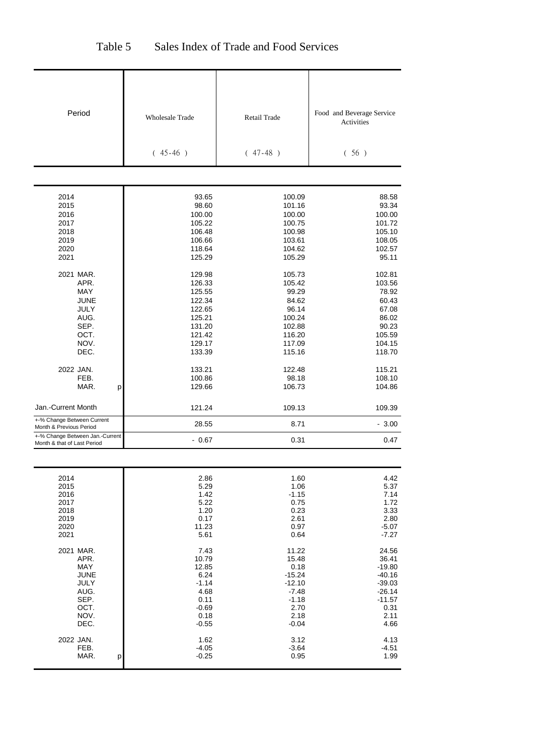# Table 5 Sales Index of Trade and Food Services

| Period | Wholesale Trade (45-46) | Retail Trade (47-48) | Food and Beverage Service Activities (56) |
|---|---|---|---|
| 2014 | 93.65 | 100.09 | 88.58 |
| 2015 | 98.60 | 101.16 | 93.34 |
| 2016 | 100.00 | 100.00 | 100.00 |
| 2017 | 105.22 | 100.75 | 101.72 |
| 2018 | 106.48 | 100.98 | 105.10 |
| 2019 | 106.66 | 103.61 | 108.05 |
| 2020 | 118.64 | 104.62 | 102.57 |
| 2021 | 125.29 | 105.29 | 95.11 |
| 2021 MAR. | 129.98 | 105.73 | 102.81 |
| APR. | 126.33 | 105.42 | 103.56 |
| MAY | 125.55 | 99.29 | 78.92 |
| JUNE | 122.34 | 84.62 | 60.43 |
| JULY | 122.65 | 96.14 | 67.08 |
| AUG. | 125.21 | 100.24 | 86.02 |
| SEP. | 131.20 | 102.88 | 90.23 |
| OCT. | 121.42 | 116.20 | 105.59 |
| NOV. | 129.17 | 117.09 | 104.15 |
| DEC. | 133.39 | 115.16 | 118.70 |
| 2022 JAN. | 133.21 | 122.48 | 115.21 |
| FEB. | 100.86 | 98.18 | 108.10 |
| MAR. p | 129.66 | 106.73 | 104.86 |
| Jan.-Current Month | 121.24 | 109.13 | 109.39 |
| +-% Change Between Current Month & Previous Period | 28.55 | 8.71 | - 3.00 |
| +-% Change Between Jan.-Current Month & that of Last Period | - 0.67 | 0.31 | 0.47 |

| Period | Wholesale Trade (45-46) | Retail Trade (47-48) | Food and Beverage Service Activities (56) |
|---|---|---|---|
| 2014 | 2.86 | 1.60 | 4.42 |
| 2015 | 5.29 | 1.06 | 5.37 |
| 2016 | 1.42 | -1.15 | 7.14 |
| 2017 | 5.22 | 0.75 | 1.72 |
| 2018 | 1.20 | 0.23 | 3.33 |
| 2019 | 0.17 | 2.61 | 2.80 |
| 2020 | 11.23 | 0.97 | -5.07 |
| 2021 | 5.61 | 0.64 | -7.27 |
| 2021 MAR. | 7.43 | 11.22 | 24.56 |
| APR. | 10.79 | 15.48 | 36.41 |
| MAY | 12.85 | 0.18 | -19.80 |
| JUNE | 6.24 | -15.24 | -40.16 |
| JULY | -1.14 | -12.10 | -39.03 |
| AUG. | 4.68 | -7.48 | -26.14 |
| SEP. | 0.11 | -1.18 | -11.57 |
| OCT. | -0.69 | 2.70 | 0.31 |
| NOV. | 0.18 | 2.18 | 2.11 |
| DEC. | -0.55 | -0.04 | 4.66 |
| 2022 JAN. | 1.62 | 3.12 | 4.13 |
| FEB. | -4.05 | -3.64 | -4.51 |
| MAR. p | -0.25 | 0.95 | 1.99 |